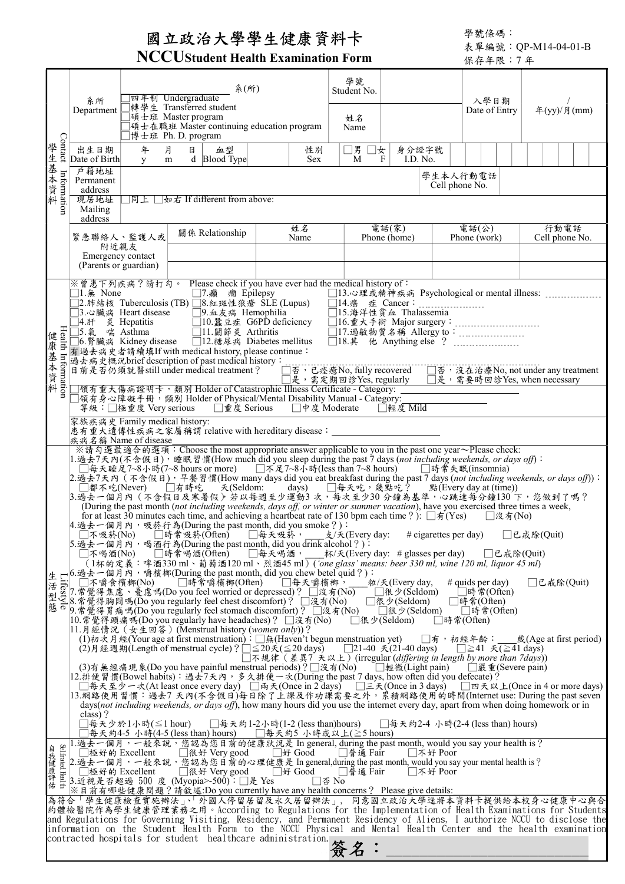# 國立政治大學學生健康資料卡

## NCCUStudent Health Examination Form

學號條碼：
表單編號：QP-M14-04-01-B
保存年限：7 年

### 學生基本資料 Contact Information

| 系所 Department | 系(所) ☐四年制 Undergraduate ☐轉學生 Transferred student ☐碩士班 Master program ☐碩士在職班 Master continuing education program ☐博士班 Ph. D. program | 學號 Student No. | | 入學日期 Date of Entry | 年(yy)/月(mm) |
|---|---|---|---|---|---|
| | | 姓名 Name | | | |
| 出生日期 Date of Birth | 年 y 月 m 日 d 血型 Blood Type | 性別 Sex | ☐男 M ☐女 F | 身分證字號 I.D. No. | |
| 戶籍地址 Permanent address | | | | 學生本人行動電話 Cell phone No. | |
| 現居地址 Mailing address | ☐同上 ☐如右 If different from above: | | | | |

| 緊急聯絡人、監護人或附近親友 Emergency contact (Parents or guardian) | 關係 Relationship | 姓名 Name | 電話(家) Phone (home) | 電話(公) Phone (work) | 行動電話 Cell phone No. |
|---|---|---|---|---|---|
| | | | | | |
| | | | | | |

### 健康基本資料 Health Information

※曾患下列疾病？請打勾。 Please check if you have ever had the medical history of：

- ☐1.無 None
- ☐2.肺結核 Tuberculosis (TB)
- ☐3.心臟病 Heart disease
- ☐4.肝 炎 Hepatitis
- ☐5.氣 喘 Asthma
- ☐6.腎臟病 Kidney disease
- ☐7.癲 癇 Epilepsy
- ☐8.紅斑性狼瘡 SLE (Lupus)
- ☐9.血友病 Hemophilia
- ☐10.蠶豆症 G6PD deficiency
- ☐11.關節炎 Arthritis
- ☐12.糖尿病 Diabetes mellitus
- ☐13.心理或精神疾病 Psychological or mental illness: ________
- ☐14.癌 症 Cancer：________
- ☐15.海洋性貧血 Thalassemia
- ☐16.重大手術 Major surgery：________
- ☐17.過敏物質名稱 Allergy to：________
- ☐18.其 他 Anything else ？ ________

有過去病史者請續填If with medical history, please continue：

過去病史概況brief description of past medical history：________

目前是否仍須就醫still under medical treatment？ ☐否，已痊癒No, fully recovered ☐否，沒在治療No, not under any treatment ☐是，需定期回診Yes, regularly ☐是，需要時回診Yes, when necessary

☐領有重大傷病證明卡，類別 Holder of Catastrophic Illness Certificate - Category: ________

☐領有身心障礙手冊，類別 Holder of Physical/Mental Disability Manual - Category: ________

等級：☐極重度 Very serious ☐重度 Serious ☐中度 Moderate ☐輕度 Mild

家族病史 Family medical history:
患有重大遺傳性疾病之家屬稱謂 relative with hereditary disease：________
疾病名稱 Name of disease________

### 生活型態 Lifestyle

※請勾選最適合的選項：Choose the most appropriate answer applicable to you in the past one year～Please check:

1.過去7天內(不含假日)，睡眠習慣(How much did you sleep during the past 7 days (*not including weekends, or days off*)：
☐每天睡足7~8小時(7~8 hours or more) ☐不足7~8小時(less than 7~8 hours) ☐時常失眠(insomnia)

2.過去7天內（不含假日），早餐習慣(How many days did you eat breakfast during the past 7 days (*not including weekends, or days off*))：
☐都不吃(Never) ☐有時吃 天(Seldom: days) ☐每天吃，幾點吃？ 點(Every day at (time))

3.過去一個月內（不含假日及寒暑假）若以每週至少運動3 次，每次至少30 分鐘為基準，心跳達每分鐘130 下，您做到了嗎？
(During the past month (*not including weekends, days off, or winter or summer vacation*), have you exercised three times a week, for at least 30 minutes each time, and achieving a heartbeat rate of 130 bpm each time？): ☐有(Yes) ☐沒有(No)

4.過去一個月內，吸菸行為(During the past month, did you smoke？)：
☐不吸菸(No) ☐時常吸菸(Often) ☐每天吸菸， ____支/天(Every day: # cigarettes per day) ☐已戒除(Quit)

5.過去一個月內，喝酒行為(During the past month, did you drink alcohol？)：
☐不喝酒(No) ☐時常喝酒(Often) ☐每天喝酒， ____杯/天(Every day: # glasses per day) ☐已戒除(Quit)
（1杯的定義：啤酒330 ml、葡萄酒120 ml、烈酒45 ml）(*'one glass' means: beer 330 ml, wine 120 ml, liquor 45 ml*)

6.過去一個月內，嚼檳榔(During the past month, did you chew betel quid？)：
☐不嚼食檳榔(No) ☐時常嚼檳榔(Often) ☐每天嚼檳榔， ____粒/天(Every day, # quids per day) ☐已戒除(Quit)

7.常覺得焦慮、憂慮嗎(Do you feel worried or depressed)？ ☐沒有(No) ☐很少(Seldom) ☐時常(Often)

8.常覺得胸悶嗎(Do you regularly feel chest discomfort)？ ☐沒有(No) ☐很少(Seldom) ☐時常(Often)

9.常覺得胃痛嗎(Do you regularly feel stomach discomfort)？ ☐沒有(No) ☐很少(Seldom) ☐時常(Often)

10.常覺得頭痛嗎(Do you regularly have headaches)？ ☐沒有(No) ☐很少(Seldom) ☐時常(Often)

11.月經情況（女生回答）(Menstrual history (*women only*))？
(1)初次月經(Your age at first menstruation)：☐無(Haven't begun menstruation yet) ☐有，初經年齡：____歲(Age at first period)
(2)月經週期(Length of menstrual cycle)？☐≦20天(≦20 days) ☐21-40 天(21-40 days) ☐≧41 天(≧41 days)
☐不規律（差異7 天以上）(irregular (*differing in length by more than 7days*))
(3)有無經痛現象(Do you have painful menstrual periods)？☐沒有(No) ☐輕微(Light pain) ☐嚴重(Severe pain)

12.排便習慣(Bowel habits)：過去7天內，多久排便一次(During the past 7 days, how often did you defecate)？
☐每天至少一次(At least once every day) ☐兩天(Once in 2 days) ☐三天(Once in 3 days) ☐四天以上(Once in 4 or more days)

13.網路使用習慣：過去7 天內(不含假日)每日除了上課及作功課需要之外，累積網路使用的時間(Internet use: During the past seven days(*not including weekends, or days off*), how many hours did you use the internet every day, apart from when doing homework or in class)？
☐每天少於1小時(≦1 hour) ☐每天約1-2小時(1-2 (less than)hours) ☐每天約2-4 小時(2-4 (less than) hours)
☐每天約4-5 小時(4-5 (less than) hours) ☐每天約5 小時或以上(≧5 hours)

### 自我健康評估 Self-rated Health

1.過去一個月，一般來說，您認為您目前的健康狀況是 In general, during the past month, would you say your health is？
☐極好的 Excellent ☐很好 Very good ☐好 Good ☐普通 Fair ☐不好 Poor

2.過去一個月，一般來說，您認為您目前的心理健康是 In general,during the past month, would you say your mental health is？
☐極好的 Excellent ☐很好 Very good ☐好 Good ☐普通 Fair ☐不好 Poor

3.近視是否超過 500 度 (Myopia>-500)：☐是 Yes ☐否 No

※目前有哪些健康問題？請敘述:Do you currently have any health concerns？ Please give details:

為符合「學生健康檢查實施辦法」、「外國人停留居留及永久居留辦法」， 同意國立政治大學運將本資料卡提供給本校身心健康中心與合約體檢醫院作為學生健康管理業務之用。According to Regulations for the Implementation of Health Examinations for Students and Regulations for Governing Visiting, Residency, and Permanent Residency of Aliens, I authorize NCCU to disclose the information on the Student Health Form to the NCCU Physical and Mental Health Center and the health examination contracted hospitals for student healthcare administration.

簽名：________________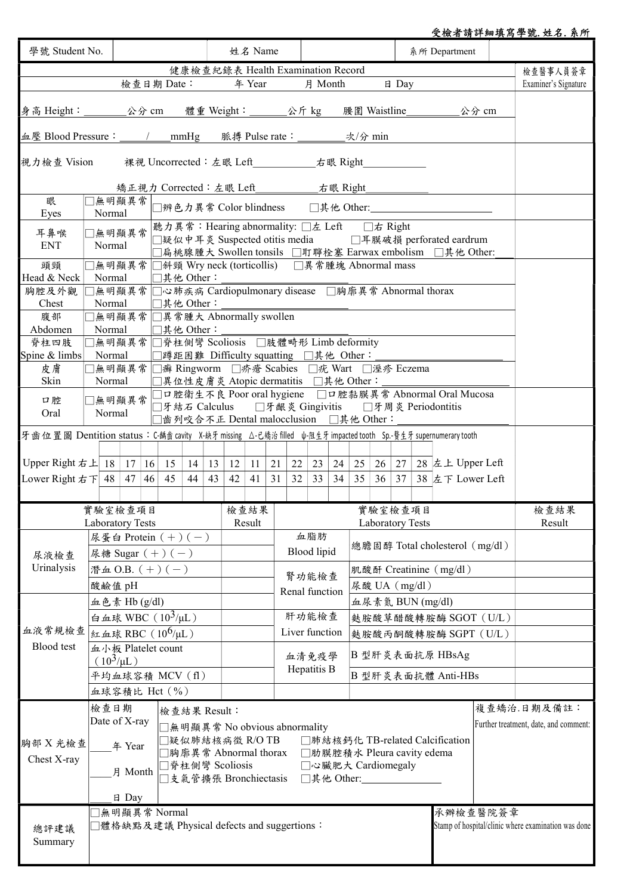受檢者請詳細填寫學號.姓名.系所

| 學號 Student No. | | 姓名 Name | | 系所 Department | |
|---|---|---|---|---|---|

健康檢查紀錄表 Health Examination Record

檢查日期 Date：　　年 Year　　月 Month　　日 Day

檢查醫事人員簽章 Examiner's Signature

身高 Height：________公分 cm　體重 Weight：_______公斤 kg　腰圍 Waistline__________公分 cm

血壓 Blood Pressure：_____/____mmHg　脈搏 Pulse rate：_________次/分 min

視力檢查 Vision　裸視 Uncorrected：左眼 Left____________右眼 Right____________

矯正視力 Corrected：左眼 Left____________右眼 Right____________

| | | |
|---|---|---|
| 眼 Eyes | □無明顯異常 Normal | □辨色力異常 Color blindness　□其他 Other:________________________ |
| 耳鼻喉 ENT | □無明顯異常 Normal | 聽力異常：Hearing abnormality: □左 Left　□右 Right<br>□疑似中耳炎 Suspected otitis media　□耳膜破損 perforated eardrum<br>□扁桃腺腫大 Swollen tonsils　□耵聹栓塞 Earwax embolism　□其他 Other:___ |
| 頭頸 Head & Neck | □無明顯異常 Normal | □斜頸 Wry neck (torticollis)　□異常腫塊 Abnormal mass<br>□其他 Other：________________ |
| 胸腔及外觀 Chest | □無明顯異常 Normal | □心肺疾病 Cardiopulmonary disease　□胸廓異常 Abnormal thorax<br>□其他 Other：________________ |
| 腹部 Abdomen | □無明顯異常 Normal | □異常腫大 Abnormally swollen<br>□其他 Other：________________ |
| 脊柱四肢 Spine & limbs | □無明顯異常 Normal | □脊柱側彎 Scoliosis　□肢體畸形 Limb deformity<br>□蹲距困難 Difficulty squatting　□其他 Other：________________ |
| 皮膚 Skin | □無明顯異常 Normal | □癬 Ringworm　□疥瘡 Scabies　□疣 Wart　□溼疹 Eczema<br>□異位性皮膚炎 Atopic dermatitis　□其他 Other：________________ |
| 口腔 Oral | □無明顯異常 Normal | □口腔衛生不良 Poor oral hygiene　□口腔黏膜異常 Abnormal Oral Mucosa<br>□牙結石 Calculus　□牙齦炎 Gingivitis　□牙周炎 Periodontitis<br>□齒列咬合不正 Dental malocclusion　□其他 Other：________________ |

牙齒位置圖 Dentition status：C-齲齒 cavity　X-缺牙 missing　△-已矯治 filled　ψ-阻生牙 impacted tooth　Sp.-贅生牙 supernumerary tooth

| | | | | | | | | | | | | | | | | | |
|---|---|---|---|---|---|---|---|---|---|---|---|---|---|---|---|---|---|
| | | | | | | | | | | | | | | | | | |
| Upper Right 右上 | 18 | 17 | 16 | 15 | 14 | 13 | 12 | 11 | 21 | 22 | 23 | 24 | 25 | 26 | 27 | 28 | 左上 Upper Left |
| Lower Right 右下 | 48 | 47 | 46 | 45 | 44 | 43 | 42 | 41 | 31 | 32 | 33 | 34 | 35 | 36 | 37 | 38 | 左下 Lower Left |
| | | | | | | | | | | | | | | | | | |

| 實驗室檢查項目 Laboratory Tests | | 檢查結果 Result | 實驗室檢查項目 Laboratory Tests | | 檢查結果 Result |
|---|---|---|---|---|---|
| 尿液檢查 Urinalysis | 尿蛋白 Protein（＋）（－） | | 血脂肪 Blood lipid | 總膽固醇 Total cholesterol（mg/dl） | |
| | 尿糖 Sugar（＋）（－） | | | | |
| | 潛血 O.B.（＋）（－） | | 腎功能檢查 Renal function | 肌酸酐 Creatinine（mg/dl） | |
| | 酸鹼值 pH | | | 尿酸 UA（mg/dl） | |
| 血液常規檢查 Blood test | 血色素 Hb (g/dl) | | | 血尿素氮 BUN (mg/dl) | |
| | 白血球 WBC（$10^3$/μL） | | 肝功能檢查 Liver function | 麩胺酸草醋酸轉胺酶 SGOT（U/L） | |
| | 紅血球 RBC（$10^6$/μL） | | | 麩胺酸丙酮酸轉胺酶 SGPT（U/L） | |
| | 血小板 Platelet count（$10^3$/μL） | | 血清免疫學 Hepatitis B | B 型肝炎表面抗原 HBsAg | |
| | 平均血球容積 MCV（fl） | | | B 型肝炎表面抗體 Anti-HBs | |
| | 血球容積比 Hct（%） | | | | |

| | | | |
|---|---|---|---|
| 胸部 X 光檢查 Chest X-ray | 檢查日期 Date of X-ray<br>____年 Year<br>____月 Month<br>____日 Day | 檢查結果 Result：<br>□無明顯異常 No obvious abnormality<br>□疑似肺結核病徵 R/O TB　□肺結核鈣化 TB-related Calcification<br>□胸廓異常 Abnormal thorax　□肋膜腔積水 Pleura cavity edema<br>□脊柱側彎 Scoliosis　□心臟肥大 Cardiomegaly<br>□支氣管擴張 Bronchiectasis　□其他 Other:______________ | 複查矯治.日期及備註：Further treatment, date, and comment: |
| 總評建議 Summary | □無明顯異常 Normal<br>□體格缺點及建議 Physical defects and suggertions： | | 承辦檢查醫院簽章 Stamp of hospital/clinic where examination was done |